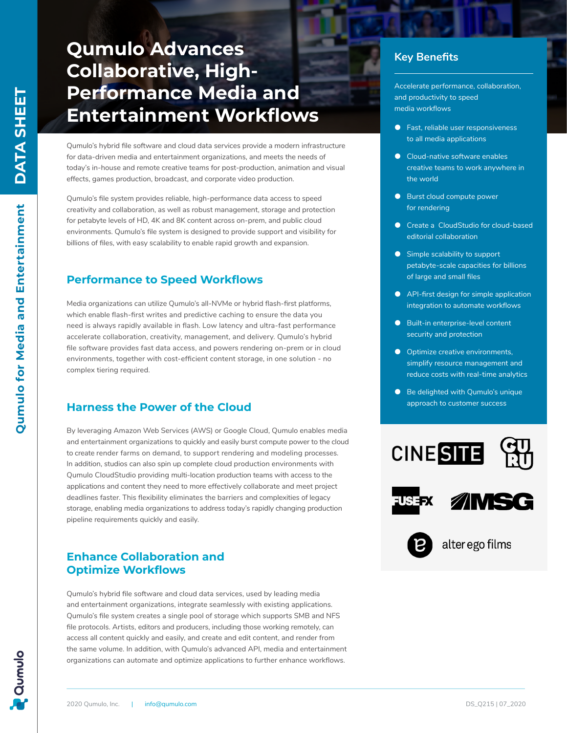# Qumulo Advances Collaborative, High-Performance Media and Entertainment Workflows

Qumulo's hybrid file software and cloud data services provide a modern infrastructure for data-driven media and entertainment organizations, and meets the needs of today's in-house and remote creative teams for post-production, animation and visual effects, games production, broadcast, and corporate video production.

Qumulo's file system provides reliable, high-performance data access to speed creativity and collaboration, as well as robust management, storage and protection for petabyte levels of HD, 4K and 8K content across on-prem, and public cloud environments. Qumulo's file system is designed to provide support and visibility for billions of files, with easy scalability to enable rapid growth and expansion.

## Performance to Speed Workflows

Media organizations can utilize Qumulo's all-NVMe or hybrid flash-first platforms, which enable flash-first writes and predictive caching to ensure the data you need is always rapidly available in flash. Low latency and ultra-fast performance accelerate collaboration, creativity, management, and delivery. Qumulo's hybrid file software provides fast data access, and powers rendering on-prem or in cloud environments, together with cost-efficient content storage, in one solution - no complex tiering required.

## Harness the Power of the Cloud

By leveraging Amazon Web Services (AWS) or Google Cloud, Qumulo enables media and entertainment organizations to quickly and easily burst compute power to the cloud to create render farms on demand, to support rendering and modeling processes. In addition, studios can also spin up complete cloud production environments with Qumulo CloudStudio providing multi-location production teams with access to the applications and content they need to more effectively collaborate and meet project deadlines faster. This flexibility eliminates the barriers and complexities of legacy storage, enabling media organizations to address today's rapidly changing production pipeline requirements quickly and easily.

## Enhance Collaboration and Optimize Workflows

Qumulo's hybrid file software and cloud data services, used by leading media and entertainment organizations, integrate seamlessly with existing applications. Qumulo's file system creates a single pool of storage which supports SMB and NFS file protocols. Artists, editors and producers, including those working remotely, can access all content quickly and easily, and create and edit content, and render from the same volume. In addition, with Qumulo's advanced API, media and entertainment organizations can automate and optimize applications to further enhance workflows.

## Key Benefits

Accelerate performance, collaboration, and productivity to speed media workflows

- Fast, reliable user responsiveness to all media applications
- Cloud-native software enables creative teams to work anywhere in the world
- Burst cloud compute power for rendering
- Create a CloudStudio for cloud-based editorial collaboration
- Simple scalability to support petabyte-scale capacities for billions of large and small files
- API-first design for simple application integration to automate workflows
- Built-in enterprise-level content security and protection
- Optimize creative environments, simplify resource management and reduce costs with real-time analytics
- Be delighted with Qumulo's unique approach to customer success

CINESITE | GURU | FUSEFX | MSG | alter ego films

2020 Qumulo, Inc. | info@qumulo.com | DS_Q215 | 07_2020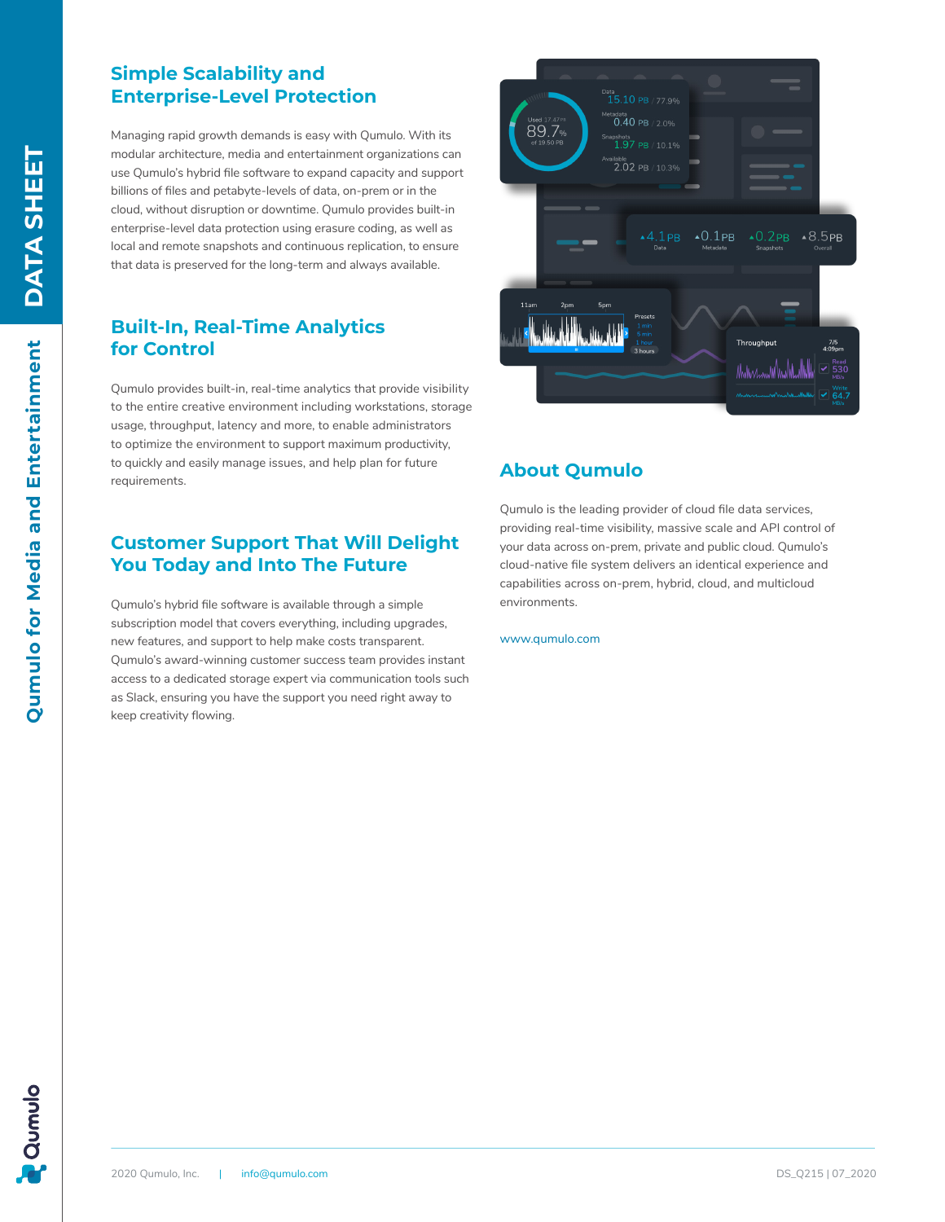## Simple Scalability and Enterprise-Level Protection

Managing rapid growth demands is easy with Qumulo. With its modular architecture, media and entertainment organizations can use Qumulo's hybrid file software to expand capacity and support billions of files and petabyte-levels of data, on-prem or in the cloud, without disruption or downtime. Qumulo provides built-in enterprise-level data protection using erasure coding, as well as local and remote snapshots and continuous replication, to ensure that data is preserved for the long-term and always available.

## Built-In, Real-Time Analytics for Control

Qumulo provides built-in, real-time analytics that provide visibility to the entire creative environment including workstations, storage usage, throughput, latency and more, to enable administrators to optimize the environment to support maximum productivity, to quickly and easily manage issues, and help plan for future requirements.

## Customer Support That Will Delight You Today and Into The Future

Qumulo's hybrid file software is available through a simple subscription model that covers everything, including upgrades, new features, and support to help make costs transparent. Qumulo's award-winning customer success team provides instant access to a dedicated storage expert via communication tools such as Slack, ensuring you have the support you need right away to keep creativity flowing.

## About Qumulo

Qumulo is the leading provider of cloud file data services, providing real-time visibility, massive scale and API control of your data across on-prem, private and public cloud. Qumulo's cloud-native file system delivers an identical experience and capabilities across on-prem, hybrid, cloud, and multicloud environments.

www.qumulo.com

2020 Qumulo, Inc. | info@qumulo.com

DS_Q215 | 07_2020